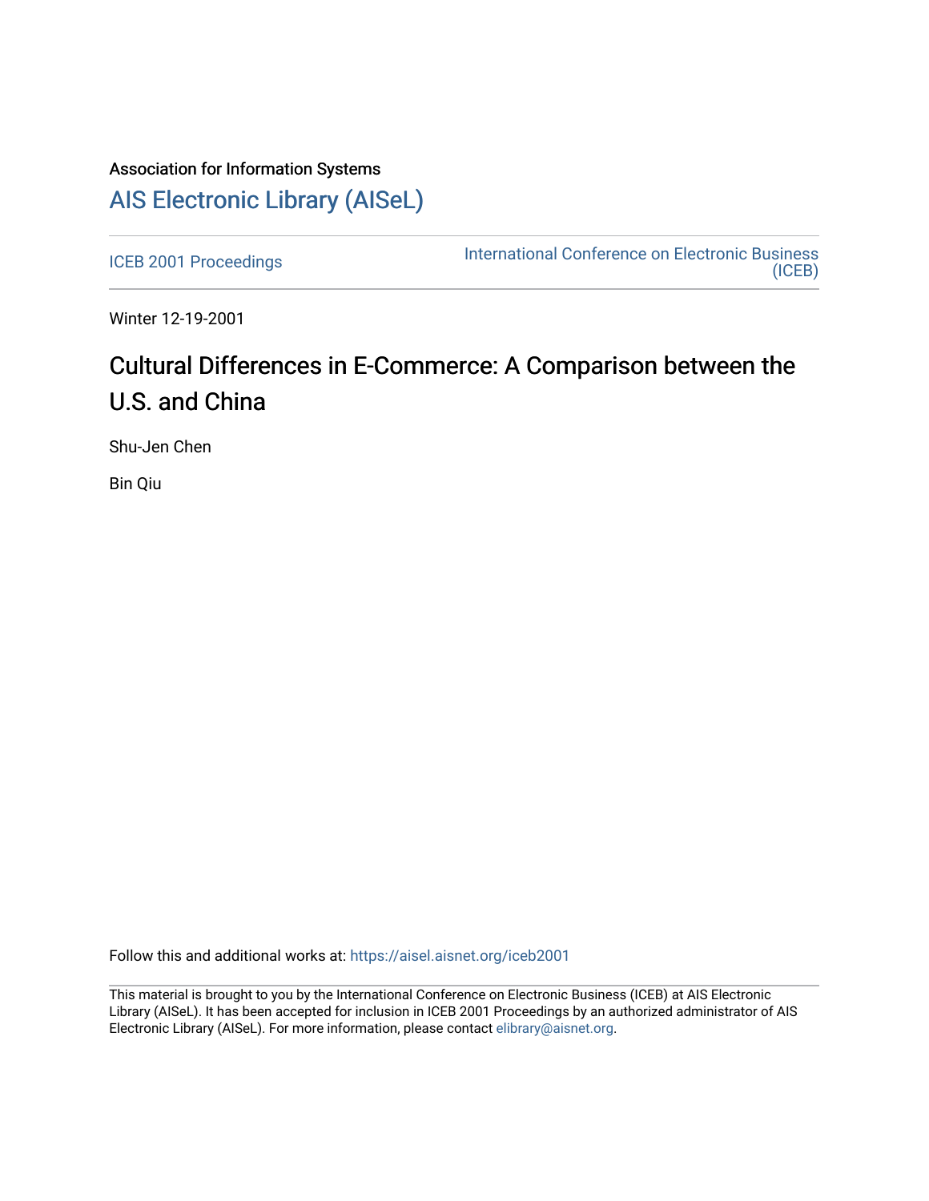Association for Information Systems

# AIS Electronic Library (AISeL)

ICEB 2001 Proceedings

International Conference on Electronic Business (ICEB)

Winter 12-19-2001

## Cultural Differences in E-Commerce: A Comparison between the U.S. and China

Shu-Jen Chen

Bin Qiu

Follow this and additional works at: https://aisel.aisnet.org/iceb2001

This material is brought to you by the International Conference on Electronic Business (ICEB) at AIS Electronic Library (AISeL). It has been accepted for inclusion in ICEB 2001 Proceedings by an authorized administrator of AIS Electronic Library (AISeL). For more information, please contact elibrary@aisnet.org.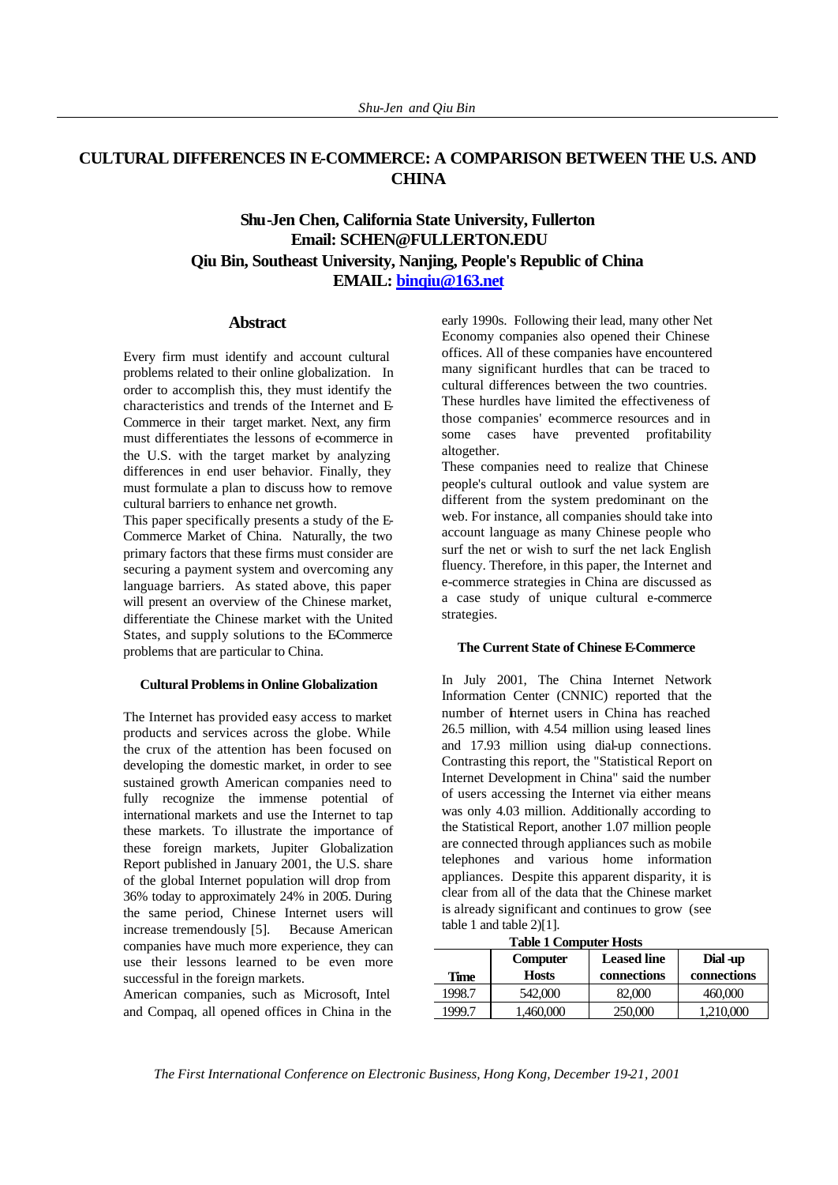# CULTURAL DIFFERENCES IN E-COMMERCE: A COMPARISON BETWEEN THE U.S. AND CHINA

**Shu-Jen Chen, California State University, Fullerton**
**Email: SCHEN@FULLERTON.EDU**
**Qiu Bin, Southeast University, Nanjing, People's Republic of China**
**EMAIL: binqiu@163.net**

## Abstract

Every firm must identify and account cultural problems related to their online globalization. In order to accomplish this, they must identify the characteristics and trends of the Internet and E-Commerce in their target market. Next, any firm must differentiates the lessons of e-commerce in the U.S. with the target market by analyzing differences in end user behavior. Finally, they must formulate a plan to discuss how to remove cultural barriers to enhance net growth.

This paper specifically presents a study of the E-Commerce Market of China. Naturally, the two primary factors that these firms must consider are securing a payment system and overcoming any language barriers. As stated above, this paper will present an overview of the Chinese market, differentiate the Chinese market with the United States, and supply solutions to the E-Commerce problems that are particular to China.

### Cultural Problems in Online Globalization

The Internet has provided easy access to market products and services across the globe. While the crux of the attention has been focused on developing the domestic market, in order to see sustained growth American companies need to fully recognize the immense potential of international markets and use the Internet to tap these markets. To illustrate the importance of these foreign markets, Jupiter Globalization Report published in January 2001, the U.S. share of the global Internet population will drop from 36% today to approximately 24% in 2005. During the same period, Chinese Internet users will increase tremendously [5]. Because American companies have much more experience, they can use their lessons learned to be even more successful in the foreign markets.

American companies, such as Microsoft, Intel and Compaq, all opened offices in China in the early 1990s. Following their lead, many other Net Economy companies also opened their Chinese offices. All of these companies have encountered many significant hurdles that can be traced to cultural differences between the two countries. These hurdles have limited the effectiveness of those companies' e-commerce resources and in some cases have prevented profitability altogether.

These companies need to realize that Chinese people's cultural outlook and value system are different from the system predominant on the web. For instance, all companies should take into account language as many Chinese people who surf the net or wish to surf the net lack English fluency. Therefore, in this paper, the Internet and e-commerce strategies in China are discussed as a case study of unique cultural e-commerce strategies.

### The Current State of Chinese E-Commerce

In July 2001, The China Internet Network Information Center (CNNIC) reported that the number of Internet users in China has reached 26.5 million, with 4.54 million using leased lines and 17.93 million using dial-up connections. Contrasting this report, the "Statistical Report on Internet Development in China" said the number of users accessing the Internet via either means was only 4.03 million. Additionally according to the Statistical Report, another 1.07 million people are connected through appliances such as mobile telephones and various home information appliances. Despite this apparent disparity, it is clear from all of the data that the Chinese market is already significant and continues to grow (see table 1 and table 2)[1].

**Table 1 Computer Hosts**

| Time | Computer Hosts | Leased line connections | Dial-up connections |
|---|---|---|---|
| 1998.7 | 542,000 | 82,000 | 460,000 |
| 1999.7 | 1,460,000 | 250,000 | 1,210,000 |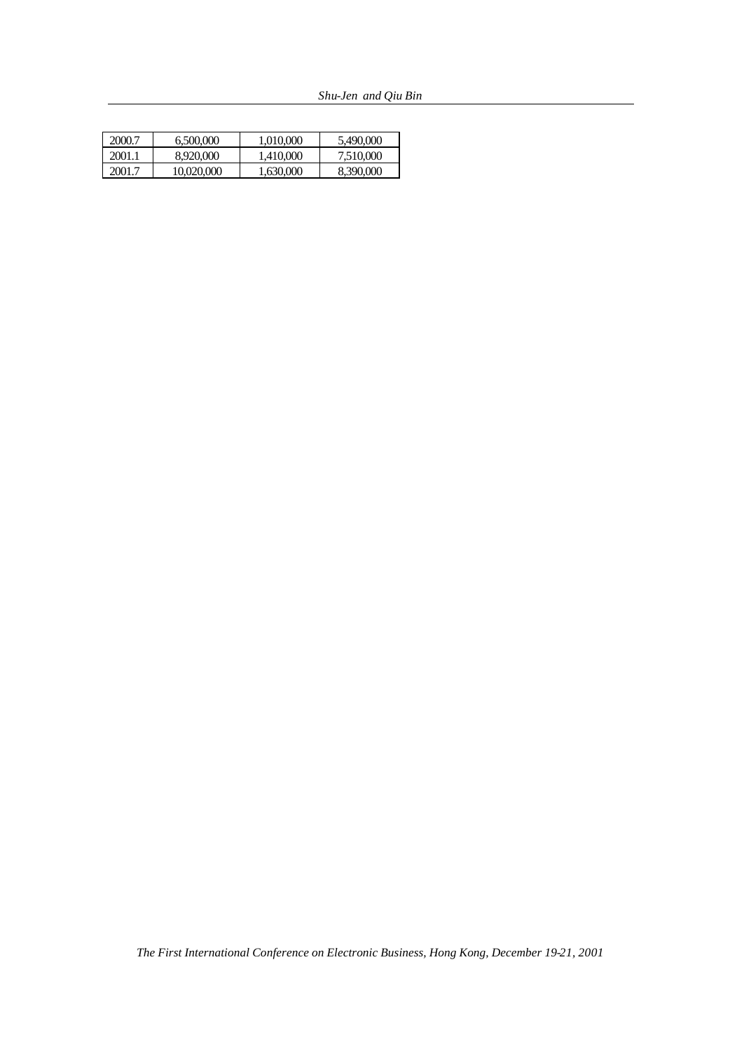| 2000.7 | 6,500,000 | 1,010,000 | 5,490,000 |
|---|---|---|---|
| 2001.1 | 8,920,000 | 1,410,000 | 7,510,000 |
| 2001.7 | 10,020,000 | 1,630,000 | 8,390,000 |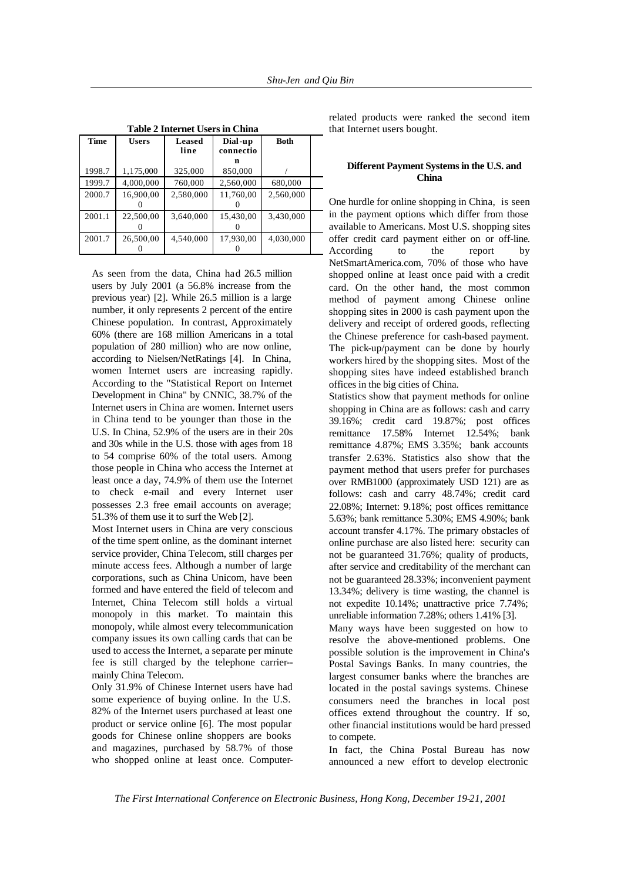**Table 2 Internet Users in China**

| Time | Users | Leased line | Dial-up connection | Both |
|---|---|---|---|---|
| 1998.7 | 1,175,000 | 325,000 | 850,000 | / |
| 1999.7 | 4,000,000 | 760,000 | 2,560,000 | 680,000 |
| 2000.7 | 16,900,000 | 2,580,000 | 11,760,000 | 2,560,000 |
| 2001.1 | 22,500,000 | 3,640,000 | 15,430,000 | 3,430,000 |
| 2001.7 | 26,500,000 | 4,540,000 | 17,930,000 | 4,030,000 |

As seen from the data, China had 26.5 million users by July 2001 (a 56.8% increase from the previous year) [2]. While 26.5 million is a large number, it only represents 2 percent of the entire Chinese population. In contrast, Approximately 60% (there are 168 million Americans in a total population of 280 million) who are now online, according to Nielsen/NetRatings [4]. In China, women Internet users are increasing rapidly. According to the "Statistical Report on Internet Development in China" by CNNIC, 38.7% of the Internet users in China are women. Internet users in China tend to be younger than those in the U.S. In China, 52.9% of the users are in their 20s and 30s while in the U.S. those with ages from 18 to 54 comprise 60% of the total users. Among those people in China who access the Internet at least once a day, 74.9% of them use the Internet to check e-mail and every Internet user possesses 2.3 free email accounts on average; 51.3% of them use it to surf the Web [2].

Most Internet users in China are very conscious of the time spent online, as the dominant internet service provider, China Telecom, still charges per minute access fees. Although a number of large corporations, such as China Unicom, have been formed and have entered the field of telecom and Internet, China Telecom still holds a virtual monopoly in this market. To maintain this monopoly, while almost every telecommunication company issues its own calling cards that can be used to access the Internet, a separate per minute fee is still charged by the telephone carrier--mainly China Telecom.

Only 31.9% of Chinese Internet users have had some experience of buying online. In the U.S. 82% of the Internet users purchased at least one product or service online [6]. The most popular goods for Chinese online shoppers are books and magazines, purchased by 58.7% of those who shopped online at least once. Computer-related products were ranked the second item that Internet users bought.

### Different Payment Systems in the U.S. and China

One hurdle for online shopping in China, is seen in the payment options which differ from those available to Americans. Most U.S. shopping sites offer credit card payment either on or off-line. According to the report by NetSmartAmerica.com, 70% of those who have shopped online at least once paid with a credit card. On the other hand, the most common method of payment among Chinese online shopping sites in 2000 is cash payment upon the delivery and receipt of ordered goods, reflecting the Chinese preference for cash-based payment. The pick-up/payment can be done by hourly workers hired by the shopping sites. Most of the shopping sites have indeed established branch offices in the big cities of China.

Statistics show that payment methods for online shopping in China are as follows: cash and carry 39.16%; credit card 19.87%; post offices remittance 17.58% Internet 12.54%; bank remittance 4.87%; EMS 3.35%; bank accounts transfer 2.63%. Statistics also show that the payment method that users prefer for purchases over RMB1000 (approximately USD 121) are as follows: cash and carry 48.74%; credit card 22.08%; Internet: 9.18%; post offices remittance 5.63%; bank remittance 5.30%; EMS 4.90%; bank account transfer 4.17%. The primary obstacles of online purchase are also listed here: security can not be guaranteed 31.76%; quality of products, after service and creditability of the merchant can not be guaranteed 28.33%; inconvenient payment 13.34%; delivery is time wasting, the channel is not expedite 10.14%; unattractive price 7.74%; unreliable information 7.28%; others 1.41% [3].

Many ways have been suggested on how to resolve the above-mentioned problems. One possible solution is the improvement in China's Postal Savings Banks. In many countries, the largest consumer banks where the branches are located in the postal savings systems. Chinese consumers need the branches in local post offices extend throughout the country. If so, other financial institutions would be hard pressed to compete.

In fact, the China Postal Bureau has now announced a new effort to develop electronic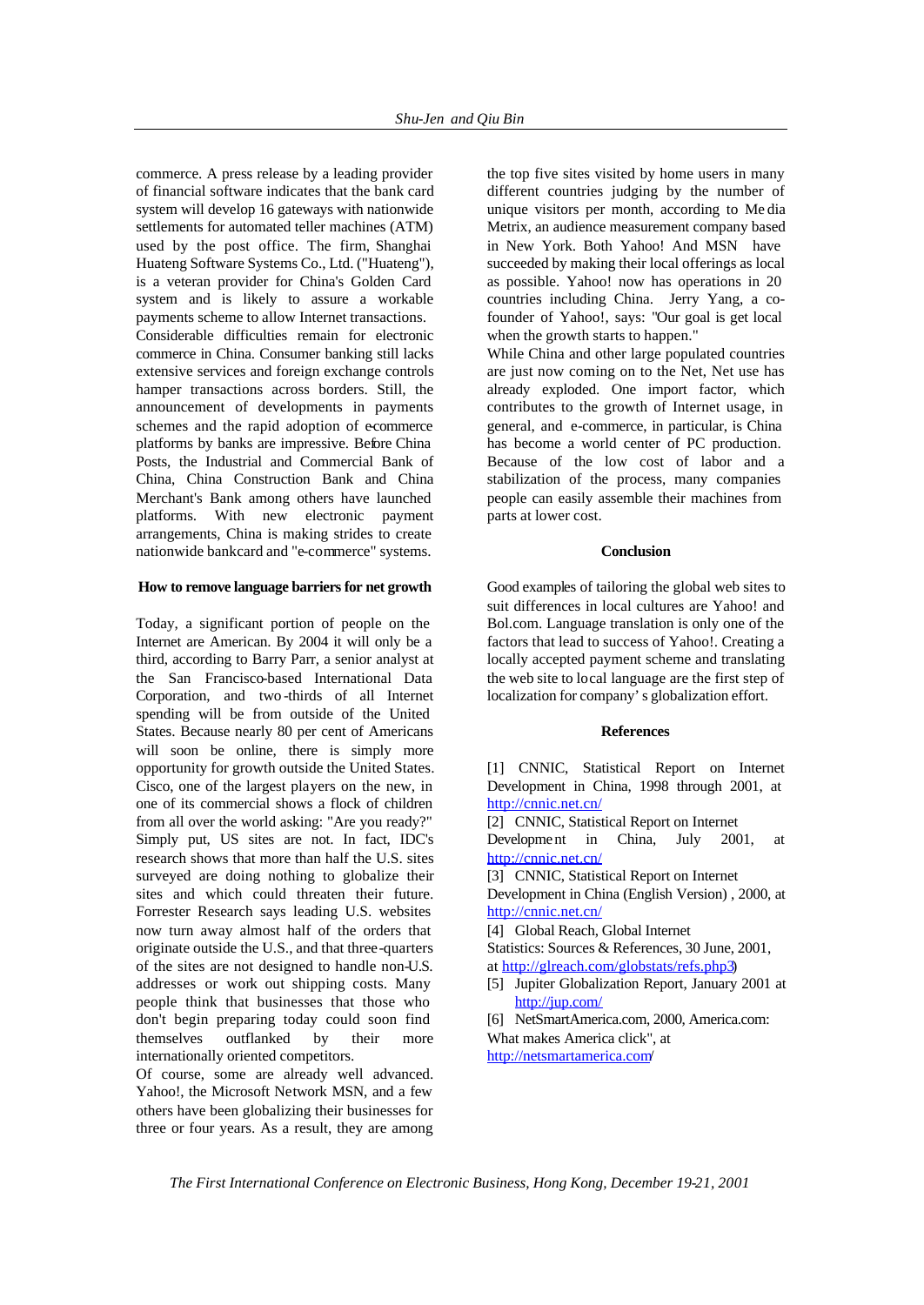commerce. A press release by a leading provider of financial software indicates that the bank card system will develop 16 gateways with nationwide settlements for automated teller machines (ATM) used by the post office. The firm, Shanghai Huateng Software Systems Co., Ltd. ("Huateng"), is a veteran provider for China's Golden Card system and is likely to assure a workable payments scheme to allow Internet transactions.

Considerable difficulties remain for electronic commerce in China. Consumer banking still lacks extensive services and foreign exchange controls hamper transactions across borders. Still, the announcement of developments in payments schemes and the rapid adoption of e-commerce platforms by banks are impressive. Before China Posts, the Industrial and Commercial Bank of China, China Construction Bank and China Merchant's Bank among others have launched platforms. With new electronic payment arrangements, China is making strides to create nationwide bankcard and "e-commerce" systems.

## How to remove language barriers for net growth

Today, a significant portion of people on the Internet are American. By 2004 it will only be a third, according to Barry Parr, a senior analyst at the San Francisco-based International Data Corporation, and two-thirds of all Internet spending will be from outside of the United States. Because nearly 80 per cent of Americans will soon be online, there is simply more opportunity for growth outside the United States. Cisco, one of the largest players on the new, in one of its commercial shows a flock of children from all over the world asking: "Are you ready?" Simply put, US sites are not. In fact, IDC's research shows that more than half the U.S. sites surveyed are doing nothing to globalize their sites and which could threaten their future. Forrester Research says leading U.S. websites now turn away almost half of the orders that originate outside the U.S., and that three-quarters of the sites are not designed to handle non-U.S. addresses or work out shipping costs. Many people think that businesses that those who don't begin preparing today could soon find themselves outflanked by their more internationally oriented competitors.

Of course, some are already well advanced. Yahoo!, the Microsoft Network MSN, and a few others have been globalizing their businesses for three or four years. As a result, they are among the top five sites visited by home users in many different countries judging by the number of unique visitors per month, according to Media Metrix, an audience measurement company based in New York. Both Yahoo! And MSN have succeeded by making their local offerings as local as possible. Yahoo! now has operations in 20 countries including China. Jerry Yang, a co-founder of Yahoo!, says: "Our goal is get local when the growth starts to happen."

While China and other large populated countries are just now coming on to the Net, Net use has already exploded. One import factor, which contributes to the growth of Internet usage, in general, and e-commerce, in particular, is China has become a world center of PC production. Because of the low cost of labor and a stabilization of the process, many companies people can easily assemble their machines from parts at lower cost.

## Conclusion

Good examples of tailoring the global web sites to suit differences in local cultures are Yahoo! and Bol.com. Language translation is only one of the factors that lead to success of Yahoo!. Creating a locally accepted payment scheme and translating the web site to local language are the first step of localization for company's globalization effort.

## References

[1] CNNIC, Statistical Report on Internet Development in China, 1998 through 2001, at http://cnnic.net.cn/

[2] CNNIC, Statistical Report on Internet Development in China, July 2001, at http://cnnic.net.cn/

[3] CNNIC, Statistical Report on Internet Development in China (English Version) , 2000, at http://cnnic.net.cn/

[4] Global Reach, Global Internet Statistics: Sources & References, 30 June, 2001, at http://glreach.com/globstats/refs.php3)

[5] Jupiter Globalization Report, January 2001 at http://jup.com/

[6] NetSmartAmerica.com, 2000, America.com: What makes America click", at http://netsmartamerica.com/